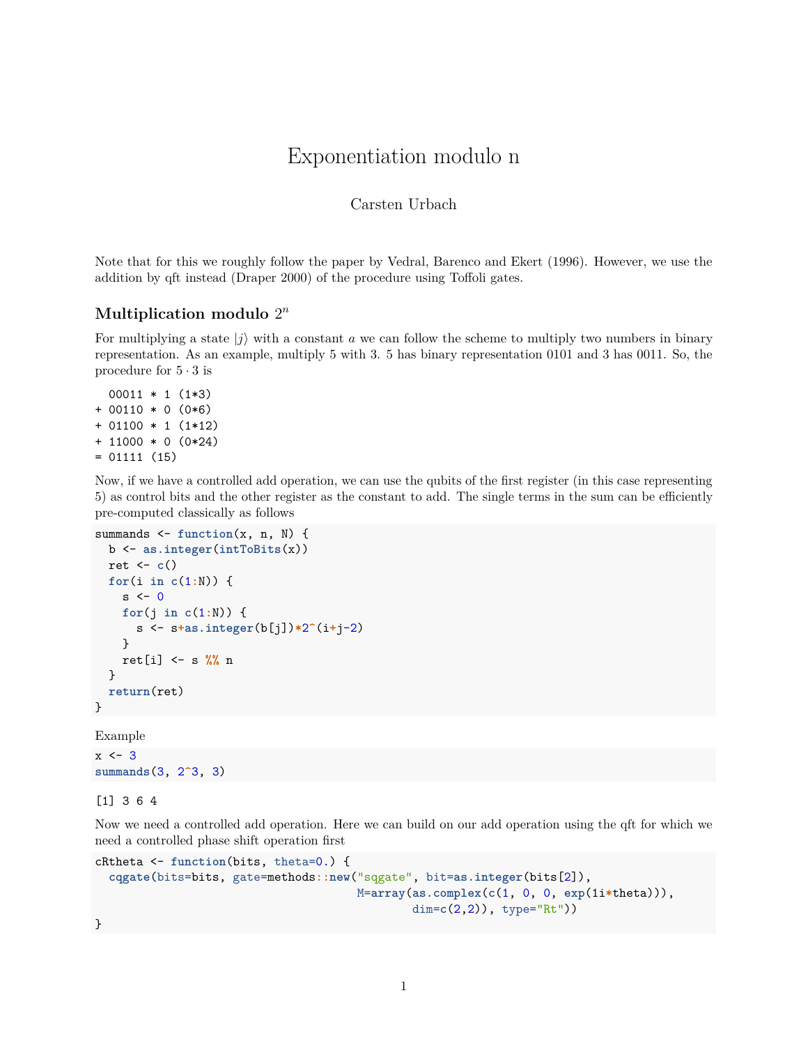# Exponentiation modulo n

Carsten Urbach

Note that for this we roughly follow the paper by Vedral, Barenco and Ekert (1996). However, we use the addition by qft instead (Draper 2000) of the procedure using Toffoli gates.

## Multiplication modulo $2^n$

For multiplying a state $|j\rangle$ with a constant $a$ we can follow the scheme to multiply two numbers in binary representation. As an example, multiply 5 with 3. 5 has binary representation 0101 and 3 has 0011. So, the procedure for $5 \cdot 3$ is

```
  00011 * 1 (1*3)
+ 00110 * 0 (0*6)
+ 01100 * 1 (1*12)
+ 11000 * 0 (0*24)
= 01111 (15)
```

Now, if we have a controlled add operation, we can use the qubits of the first register (in this case representing 5) as control bits and the other register as the constant to add. The single terms in the sum can be efficiently pre-computed classically as follows

```
summands <- function(x, n, N) {
  b <- as.integer(intToBits(x))
  ret <- c()
  for(i in c(1:N)) {
    s <- 0
    for(j in c(1:N)) {
      s <- s+as.integer(b[j])*2^(i+j-2)
    }
    ret[i] <- s %% n
  }
  return(ret)
}
```

Example

```
x <- 3
summands(3, 2^3, 3)
```

```
[1] 3 6 4
```

Now we need a controlled add operation. Here we can build on our add operation using the qft for which we need a controlled phase shift operation first

```
cRtheta <- function(bits, theta=0.) {
  cqgate(bits=bits, gate=methods::new("sqgate", bit=as.integer(bits[2]),
                                      M=array(as.complex(c(1, 0, 0, exp(1i*theta))),
                                              dim=c(2,2)), type="Rt"))
}
```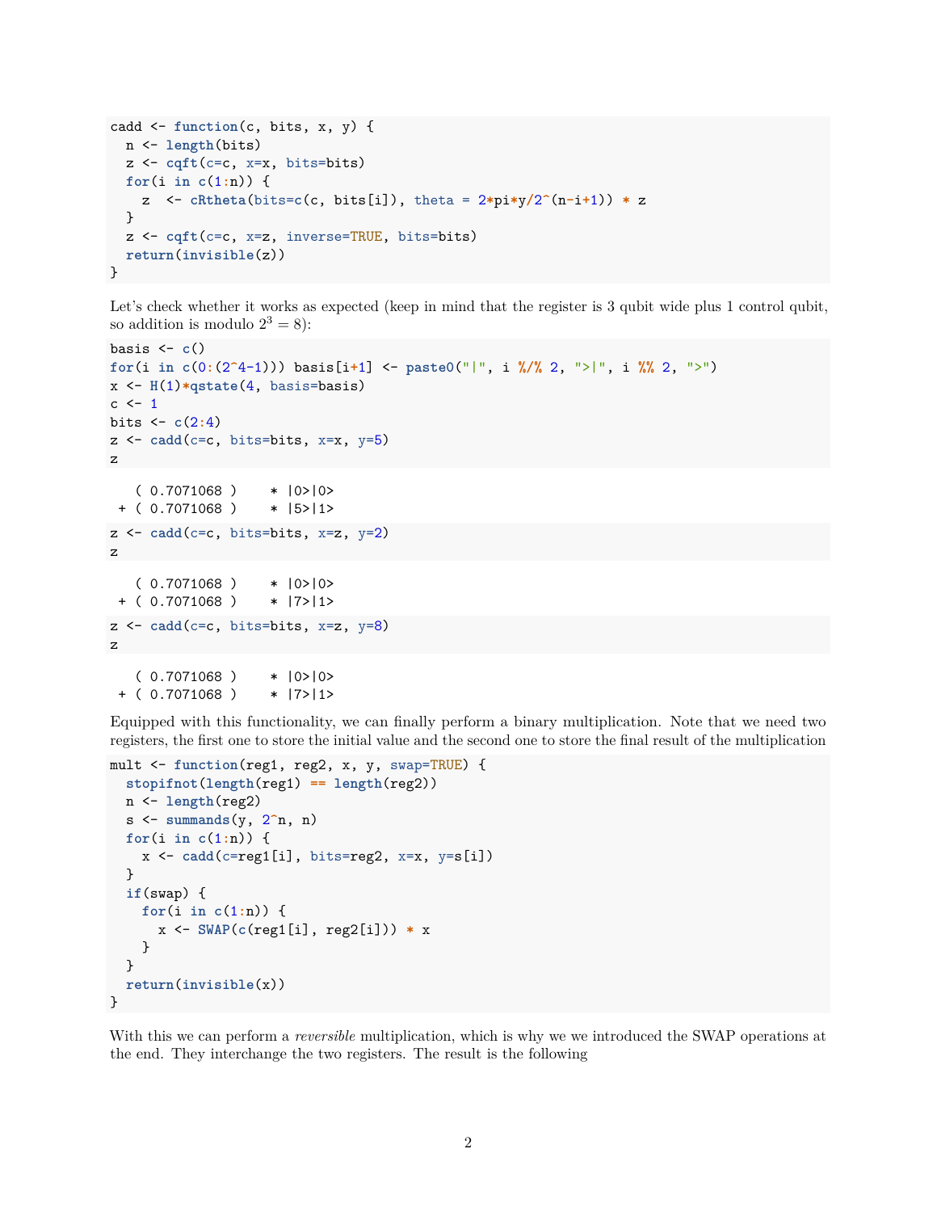```
cadd <- function(c, bits, x, y) {
  n <- length(bits)
  z <- cqft(c=c, x=x, bits=bits)
  for(i in c(1:n)) {
    z  <- cRtheta(bits=c(c, bits[i]), theta = 2*pi*y/2^(n-i+1)) * z
  }
  z <- cqft(c=c, x=z, inverse=TRUE, bits=bits)
  return(invisible(z))
}
```

Let's check whether it works as expected (keep in mind that the register is 3 qubit wide plus 1 control qubit, so addition is modulo $2^3 = 8$):

```
basis <- c()
for(i in c(0:(2^4-1))) basis[i+1] <- paste0("|", i %/% 2, ">|", i %% 2, ">")
x <- H(1)*qstate(4, basis=basis)
c <- 1
bits <- c(2:4)
z <- cadd(c=c, bits=bits, x=x, y=5)
z
```

```
   ( 0.7071068 )    * |0>|0>
 + ( 0.7071068 )    * |5>|1>
```

```
z <- cadd(c=c, bits=bits, x=z, y=2)
z
```

```
   ( 0.7071068 )    * |0>|0>
 + ( 0.7071068 )    * |7>|1>
```

```
z <- cadd(c=c, bits=bits, x=z, y=8)
z
```

```
   ( 0.7071068 )    * |0>|0>
 + ( 0.7071068 )    * |7>|1>
```

Equipped with this functionality, we can finally perform a binary multiplication. Note that we need two registers, the first one to store the initial value and the second one to store the final result of the multiplication

```
mult <- function(reg1, reg2, x, y, swap=TRUE) {
  stopifnot(length(reg1) == length(reg2))
  n <- length(reg2)
  s <- summands(y, 2^n, n)
  for(i in c(1:n)) {
    x <- cadd(c=reg1[i], bits=reg2, x=x, y=s[i])
  }
  if(swap) {
    for(i in c(1:n)) {
      x <- SWAP(c(reg1[i], reg2[i])) * x
    }
  }
  return(invisible(x))
}
```

With this we can perform a *reversible* multiplication, which is why we we introduced the SWAP operations at the end. They interchange the two registers. The result is the following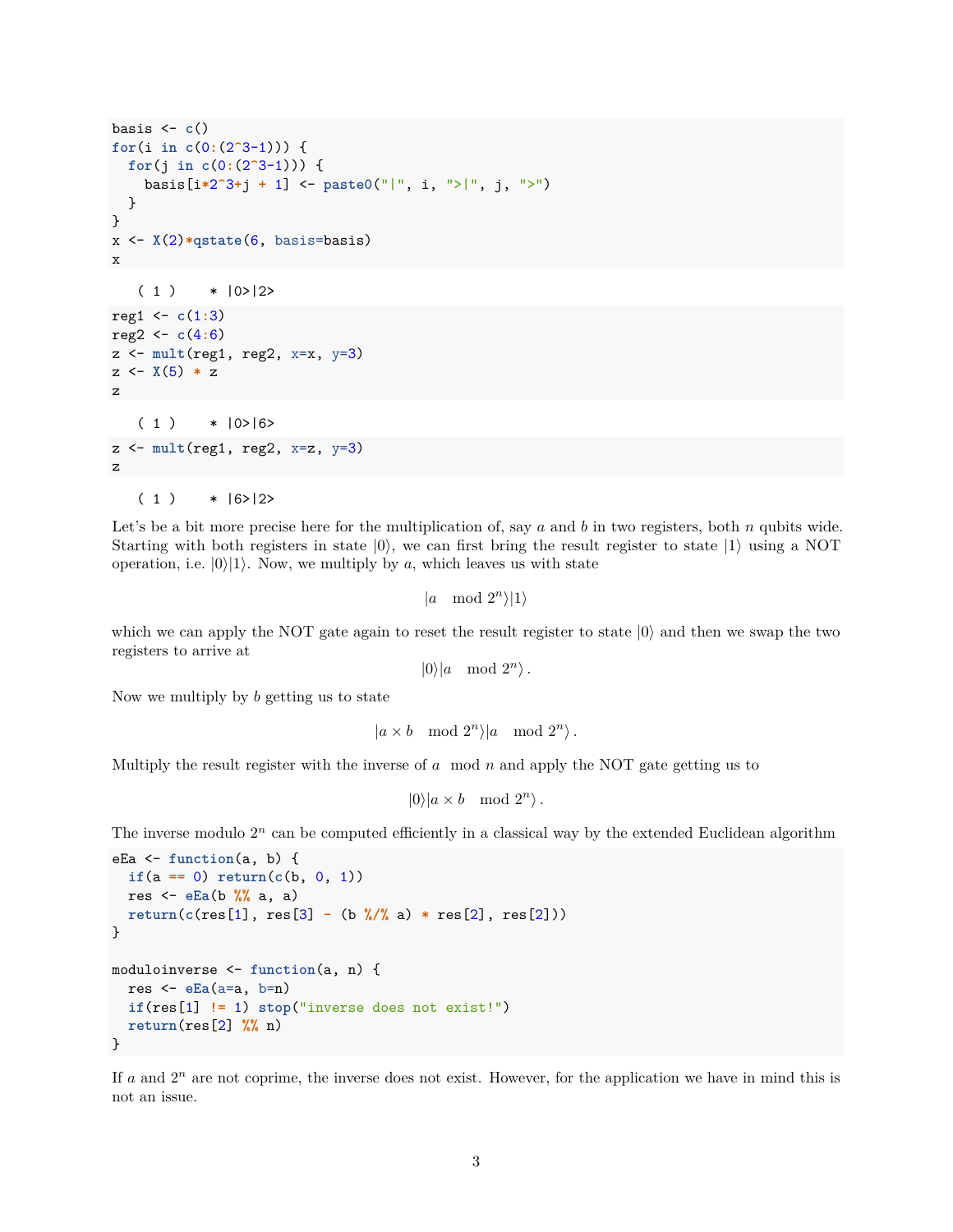```
basis <- c()
for(i in c(0:(2^3-1))) {
  for(j in c(0:(2^3-1))) {
    basis[i*2^3+j + 1] <- paste0("|", i, ">|", j, ">")
  }
}
x <- X(2)*qstate(6, basis=basis)
x
```

```
   ( 1 )    * |0>|2>
```

```
reg1 <- c(1:3)
reg2 <- c(4:6)
z <- mult(reg1, reg2, x=x, y=3)
z <- X(5) * z
z
```

```
   ( 1 )    * |0>|6>
```

```
z <- mult(reg1, reg2, x=z, y=3)
z
```

```
   ( 1 )    * |6>|2>
```

Let's be a bit more precise here for the multiplication of, say $a$ and $b$ in two registers, both $n$ qubits wide. Starting with both registers in state $|0\rangle$, we can first bring the result register to state $|1\rangle$ using a NOT operation, i.e. $|0\rangle|1\rangle$. Now, we multiply by $a$, which leaves us with state

$$|a \mod 2^n\rangle|1\rangle$$

which we can apply the NOT gate again to reset the result register to state $|0\rangle$ and then we swap the two registers to arrive at

$$|0\rangle|a \mod 2^n\rangle\,.$$

Now we multiply by $b$ getting us to state

$$|a \times b \mod 2^n\rangle|a \mod 2^n\rangle\,.$$

Multiply the result register with the inverse of $a \mod n$ and apply the NOT gate getting us to

$$|0\rangle|a \times b \mod 2^n\rangle\,.$$

The inverse modulo $2^n$ can be computed efficiently in a classical way by the extended Euclidean algorithm

```
eEa <- function(a, b) {
  if(a == 0) return(c(b, 0, 1))
  res <- eEa(b %% a, a)
  return(c(res[1], res[3] - (b %/% a) * res[2], res[2]))
}

moduloinverse <- function(a, n) {
  res <- eEa(a=a, b=n)
  if(res[1] != 1) stop("inverse does not exist!")
  return(res[2] %% n)
}
```

If $a$ and $2^n$ are not coprime, the inverse does not exist. However, for the application we have in mind this is not an issue.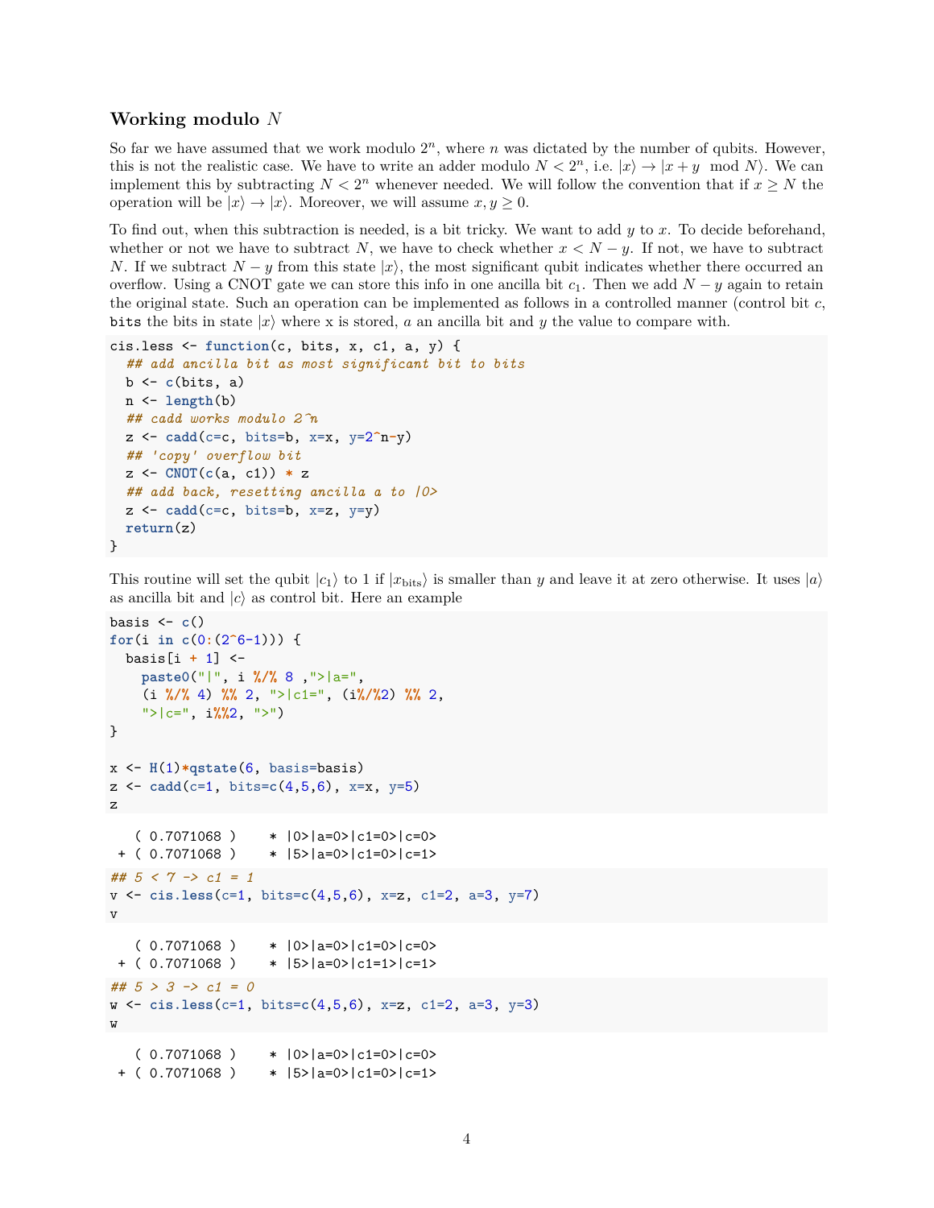### Working modulo $N$

So far we have assumed that we work modulo $2^n$, where $n$ was dictated by the number of qubits. However, this is not the realistic case. We have to write an adder modulo $N < 2^n$, i.e. $|x\rangle \to |x + y \mod N\rangle$. We can implement this by subtracting $N < 2^n$ whenever needed. We will follow the convention that if $x \geq N$ the operation will be $|x\rangle \to |x\rangle$. Moreover, we will assume $x, y \geq 0$.

To find out, when this subtraction is needed, is a bit tricky. We want to add $y$ to $x$. To decide beforehand, whether or not we have to subtract $N$, we have to check whether $x < N - y$. If not, we have to subtract $N$. If we subtract $N - y$ from this state $|x\rangle$, the most significant qubit indicates whether there occurred an overflow. Using a CNOT gate we can store this info in one ancilla bit $c_1$. Then we add $N - y$ again to retain the original state. Such an operation can be implemented as follows in a controlled manner (control bit $c$, `bits` the bits in state $|x\rangle$ where x is stored, $a$ an ancilla bit and $y$ the value to compare with.

```
cis.less <- function(c, bits, x, c1, a, y) {
  ## add ancilla bit as most significant bit to bits
  b <- c(bits, a)
  n <- length(b)
  ## cadd works modulo 2^n
  z <- cadd(c=c, bits=b, x=x, y=2^n-y)
  ## 'copy' overflow bit
  z <- CNOT(c(a, c1)) * z
  ## add back, resetting ancilla a to |0>
  z <- cadd(c=c, bits=b, x=z, y=y)
  return(z)
}
```

This routine will set the qubit $|c_1\rangle$ to 1 if $|x_{\text{bits}}\rangle$ is smaller than $y$ and leave it at zero otherwise. It uses $|a\rangle$ as ancilla bit and $|c\rangle$ as control bit. Here an example

```
basis <- c()
for(i in c(0:(2^6-1))) {
  basis[i + 1] <-
    paste0("|", i %/% 8 ,">|a=",
    (i %/% 4) %% 2, ">|c1=", (i%/%2) %% 2,
    ">|c=", i%%2, ">")
}

x <- H(1)*qstate(6, basis=basis)
z <- cadd(c=1, bits=c(4,5,6), x=x, y=5)
z
```

```
   ( 0.7071068 )    * |0>|a=0>|c1=0>|c=0>
 + ( 0.7071068 )    * |5>|a=0>|c1=0>|c=1>
```

```
## 5 < 7 -> c1 = 1
v <- cis.less(c=1, bits=c(4,5,6), x=z, c1=2, a=3, y=7)
v
```

```
   ( 0.7071068 )    * |0>|a=0>|c1=0>|c=0>
 + ( 0.7071068 )    * |5>|a=0>|c1=1>|c=1>
```

```
## 5 > 3 -> c1 = 0
w <- cis.less(c=1, bits=c(4,5,6), x=z, c1=2, a=3, y=3)
w
```

```
   ( 0.7071068 )    * |0>|a=0>|c1=0>|c=0>
 + ( 0.7071068 )    * |5>|a=0>|c1=0>|c=1>
```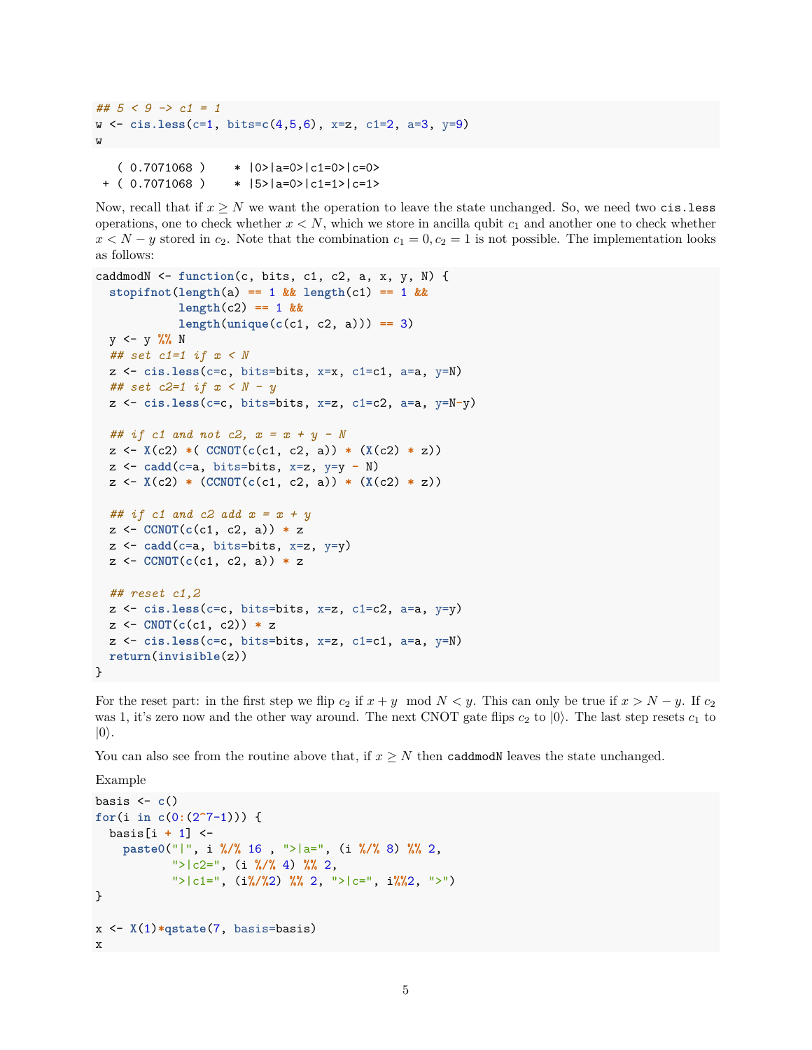```
## 5 < 9 -> c1 = 1
w <- cis.less(c=1, bits=c(4,5,6), x=z, c1=2, a=3, y=9)
w
```

```
   ( 0.7071068 )    * |0>|a=0>|c1=0>|c=0>
 + ( 0.7071068 )    * |5>|a=0>|c1=1>|c=1>
```

Now, recall that if $x \geq N$ we want the operation to leave the state unchanged. So, we need two `cis.less` operations, one to check whether $x < N$, which we store in ancilla qubit $c_1$ and another one to check whether $x < N - y$ stored in $c_2$. Note that the combination $c_1 = 0, c_2 = 1$ is not possible. The implementation looks as follows:

```
caddmodN <- function(c, bits, c1, c2, a, x, y, N) {
  stopifnot(length(a) == 1 && length(c1) == 1 &&
            length(c2) == 1 &&
            length(unique(c(c1, c2, a))) == 3)
  y <- y %% N
  ## set c1=1 if x < N
  z <- cis.less(c=c, bits=bits, x=x, c1=c1, a=a, y=N)
  ## set c2=1 if x < N - y
  z <- cis.less(c=c, bits=bits, x=z, c1=c2, a=a, y=N-y)

  ## if c1 and not c2, x = x + y - N
  z <- X(c2) *( CCNOT(c(c1, c2, a)) * (X(c2) * z))
  z <- cadd(c=a, bits=bits, x=z, y=y - N)
  z <- X(c2) * (CCNOT(c(c1, c2, a)) * (X(c2) * z))

  ## if c1 and c2 add x = x + y
  z <- CCNOT(c(c1, c2, a)) * z
  z <- cadd(c=a, bits=bits, x=z, y=y)
  z <- CCNOT(c(c1, c2, a)) * z

  ## reset c1,2
  z <- cis.less(c=c, bits=bits, x=z, c1=c2, a=a, y=y)
  z <- CNOT(c(c1, c2)) * z
  z <- cis.less(c=c, bits=bits, x=z, c1=c1, a=a, y=N)
  return(invisible(z))
}
```

For the reset part: in the first step we flip $c_2$ if $x + y \mod N < y$. This can only be true if $x > N - y$. If $c_2$ was 1, it's zero now and the other way around. The next CNOT gate flips $c_2$ to $|0\rangle$. The last step resets $c_1$ to $|0\rangle$.

You can also see from the routine above that, if $x \geq N$ then `caddmodN` leaves the state unchanged.

Example

```
basis <- c()
for(i in c(0:(2^7-1))) {
  basis[i + 1] <-
    paste0("|", i %/% 16 , ">|a=", (i %/% 8) %% 2,
           ">|c2=", (i %/% 4) %% 2,
           ">|c1=", (i%/%2) %% 2, ">|c=", i%%2, ">")
}

x <- X(1)*qstate(7, basis=basis)
x
```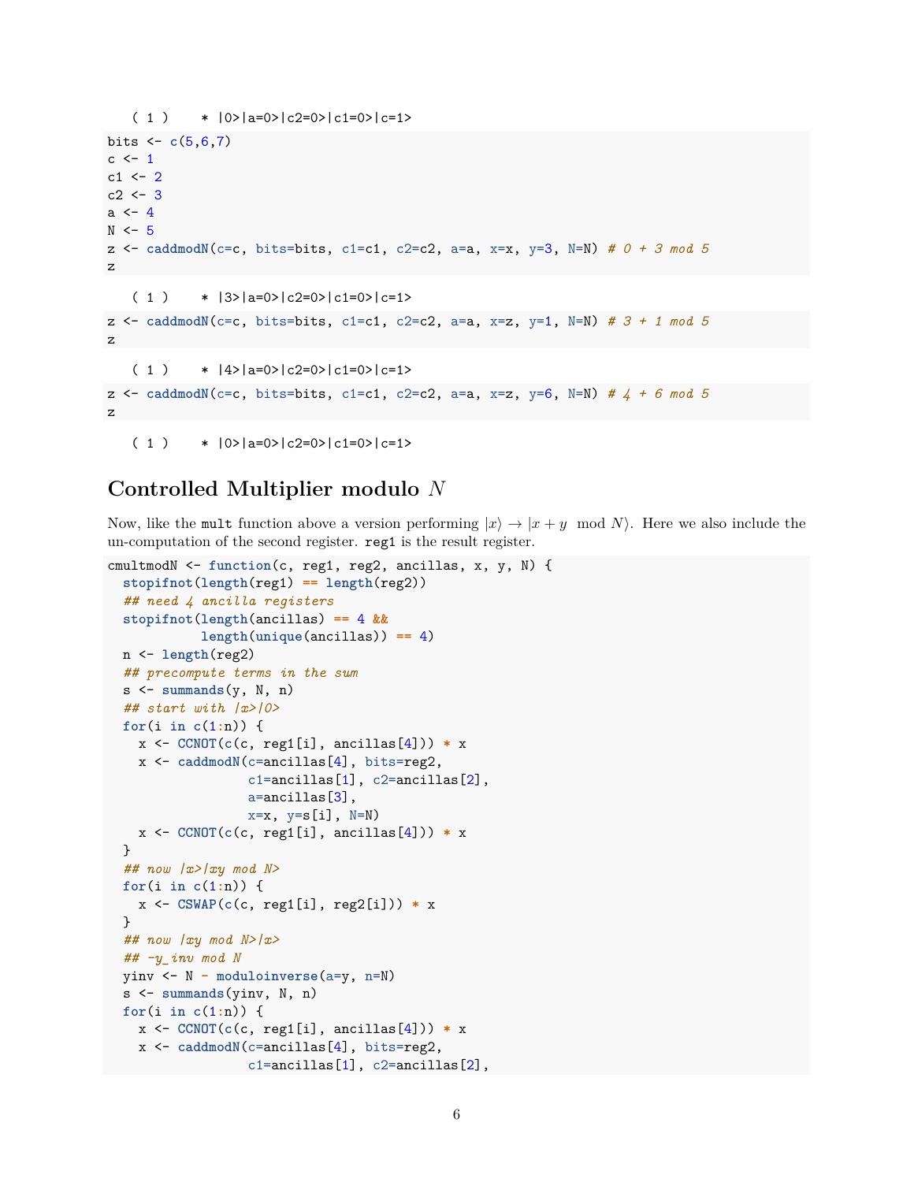```
   ( 1 )    * |0>|a=0>|c2=0>|c1=0>|c=1>
```

```
bits <- c(5,6,7)
c <- 1
c1 <- 2
c2 <- 3
a <- 4
N <- 5
z <- caddmodN(c=c, bits=bits, c1=c1, c2=c2, a=a, x=x, y=3, N=N) # 0 + 3 mod 5
z
```

```
   ( 1 )    * |3>|a=0>|c2=0>|c1=0>|c=1>
```

```
z <- caddmodN(c=c, bits=bits, c1=c1, c2=c2, a=a, x=z, y=1, N=N) # 3 + 1 mod 5
z
```

```
   ( 1 )    * |4>|a=0>|c2=0>|c1=0>|c=1>
```

```
z <- caddmodN(c=c, bits=bits, c1=c1, c2=c2, a=a, x=z, y=6, N=N) # 4 + 6 mod 5
z
```

```
   ( 1 )    * |0>|a=0>|c2=0>|c1=0>|c=1>
```

## Controlled Multiplier modulo $N$

Now, like the `mult` function above a version performing $|x\rangle \rightarrow |x + y \mod N\rangle$. Here we also include the un-computation of the second register. `reg1` is the result register.

```
cmultmodN <- function(c, reg1, reg2, ancillas, x, y, N) {
  stopifnot(length(reg1) == length(reg2))
  ## need 4 ancilla registers
  stopifnot(length(ancillas) == 4 &&
            length(unique(ancillas)) == 4)
  n <- length(reg2)
  ## precompute terms in the sum
  s <- summands(y, N, n)
  ## start with |x>|0>
  for(i in c(1:n)) {
    x <- CCNOT(c(c, reg1[i], ancillas[4])) * x
    x <- caddmodN(c=ancillas[4], bits=reg2,
                  c1=ancillas[1], c2=ancillas[2],
                  a=ancillas[3],
                  x=x, y=s[i], N=N)
    x <- CCNOT(c(c, reg1[i], ancillas[4])) * x
  }
  ## now |x>|xy mod N>
  for(i in c(1:n)) {
    x <- CSWAP(c(c, reg1[i], reg2[i])) * x
  }
  ## now |xy mod N>|x>
  ## -y_inv mod N
  yinv <- N - moduloinverse(a=y, n=N)
  s <- summands(yinv, N, n)
  for(i in c(1:n)) {
    x <- CCNOT(c(c, reg1[i], ancillas[4])) * x
    x <- caddmodN(c=ancillas[4], bits=reg2,
                  c1=ancillas[1], c2=ancillas[2],
```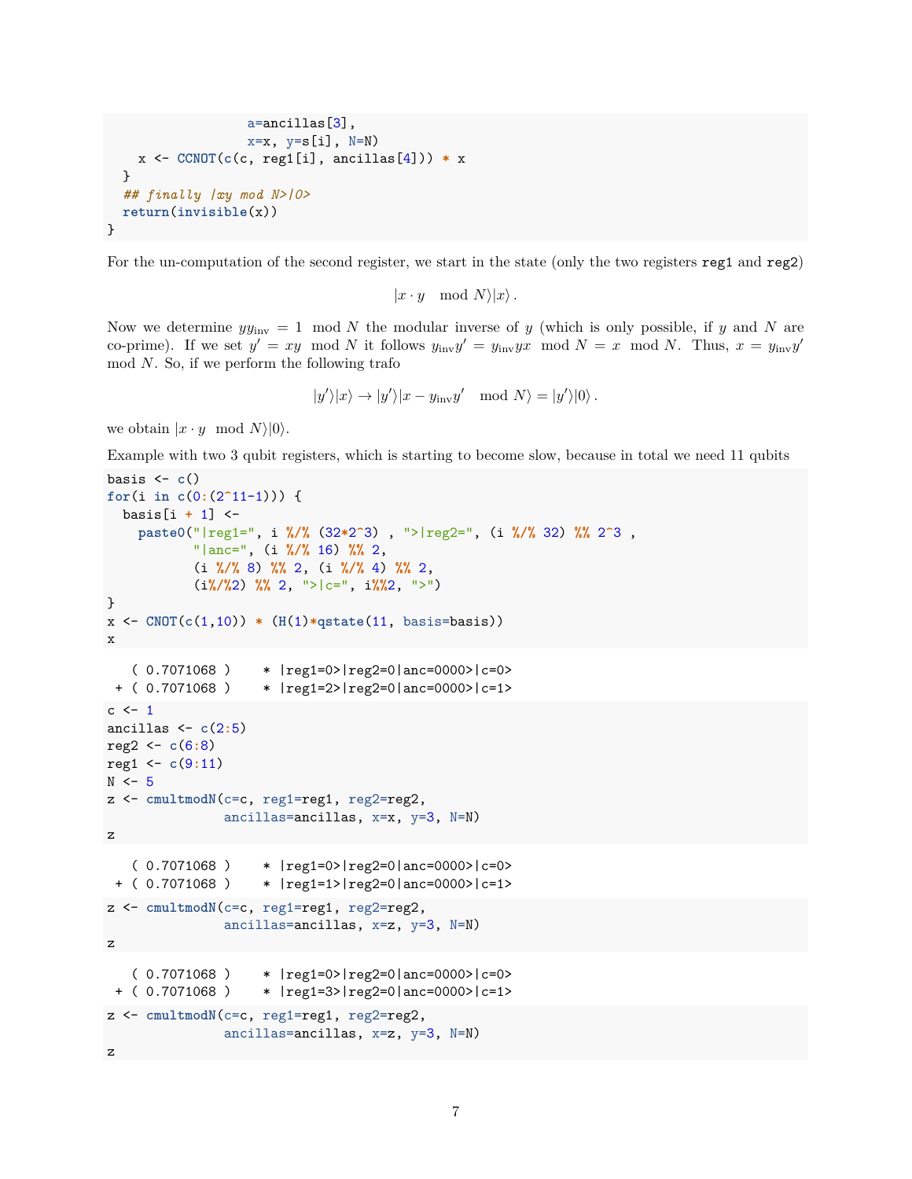```r
                  a=ancillas[3],
                  x=x, y=s[i], N=N)
    x <- CCNOT(c(c, reg1[i], ancillas[4])) * x
  }
  ## finally |xy mod N>|0>
  return(invisible(x))
}
```

For the un-computation of the second register, we start in the state (only the two registers `reg1` and `reg2`)

$$|x \cdot y \mod N\rangle|x\rangle\,.$$

Now we determine $yy_{\mathrm{inv}} = 1 \mod N$ the modular inverse of $y$ (which is only possible, if $y$ and $N$ are co-prime). If we set $y' = xy \mod N$ it follows $y_{\mathrm{inv}}y' = y_{\mathrm{inv}}yx \mod N = x \mod N$. Thus, $x = y_{\mathrm{inv}}y' \mod N$. So, if we perform the following trafo

$$|y'\rangle|x\rangle \to |y'\rangle|x - y_{\mathrm{inv}}y' \mod N\rangle = |y'\rangle|0\rangle\,.$$

we obtain $|x \cdot y \mod N\rangle|0\rangle$.

Example with two 3 qubit registers, which is starting to become slow, because in total we need 11 qubits

```r
basis <- c()
for(i in c(0:(2^11-1))) {
  basis[i + 1] <-
    paste0("|reg1=", i %/% (32*2^3) , ">|reg2=", (i %/% 32) %% 2^3 ,
           "|anc=", (i %/% 16) %% 2,
           (i %/% 8) %% 2, (i %/% 4) %% 2,
           (i%/%2) %% 2, ">|c=", i%%2, ">")
}
x <- CNOT(c(1,10)) * (H(1)*qstate(11, basis=basis))
x
```

```
   ( 0.7071068 )    * |reg1=0>|reg2=0|anc=0000>|c=0>
 + ( 0.7071068 )    * |reg1=2>|reg2=0|anc=0000>|c=1>
```

```r
c <- 1
ancillas <- c(2:5)
reg2 <- c(6:8)
reg1 <- c(9:11)
N <- 5
z <- cmultmodN(c=c, reg1=reg1, reg2=reg2,
               ancillas=ancillas, x=x, y=3, N=N)
z
```

```
   ( 0.7071068 )    * |reg1=0>|reg2=0|anc=0000>|c=0>
 + ( 0.7071068 )    * |reg1=1>|reg2=0|anc=0000>|c=1>
```

```r
z <- cmultmodN(c=c, reg1=reg1, reg2=reg2,
               ancillas=ancillas, x=z, y=3, N=N)
z
```

```
   ( 0.7071068 )    * |reg1=0>|reg2=0|anc=0000>|c=0>
 + ( 0.7071068 )    * |reg1=3>|reg2=0|anc=0000>|c=1>
```

```r
z <- cmultmodN(c=c, reg1=reg1, reg2=reg2,
               ancillas=ancillas, x=z, y=3, N=N)
z
```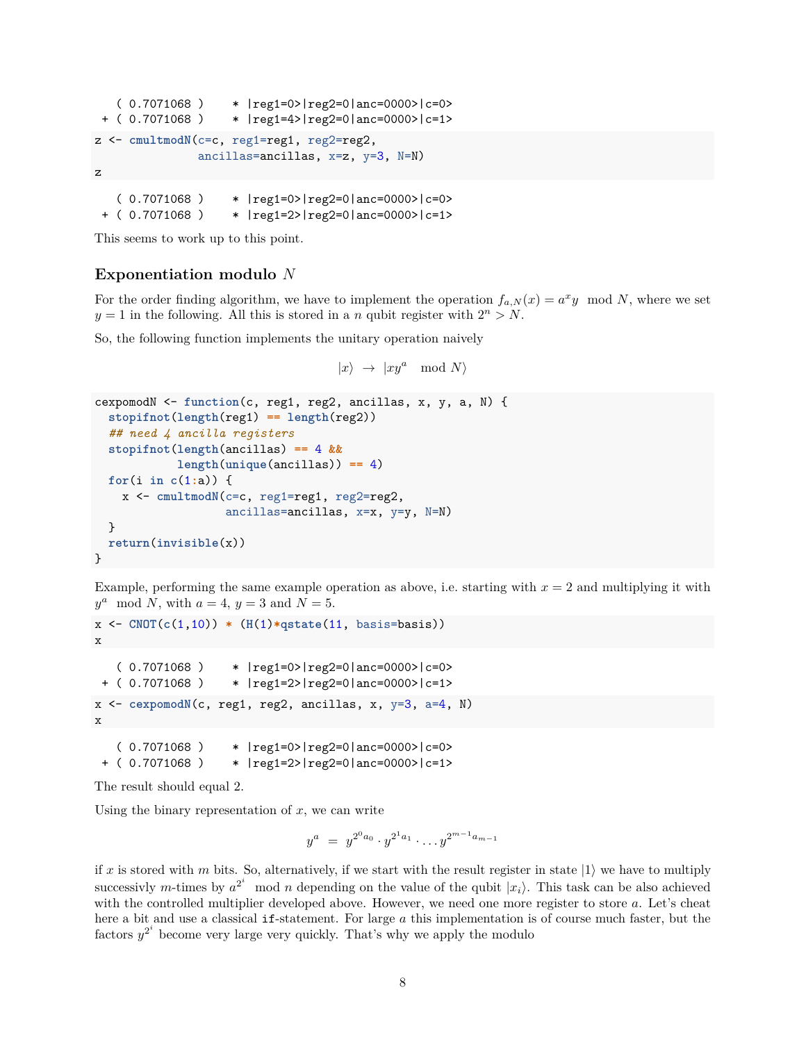```
   ( 0.7071068 )    * |reg1=0>|reg2=0|anc=0000>|c=0> 
 + ( 0.7071068 )    * |reg1=4>|reg2=0|anc=0000>|c=1>
```

```
z <- cmultmodN(c=c, reg1=reg1, reg2=reg2,
               ancillas=ancillas, x=z, y=3, N=N)
z
```

```
   ( 0.7071068 )    * |reg1=0>|reg2=0|anc=0000>|c=0> 
 + ( 0.7071068 )    * |reg1=2>|reg2=0|anc=0000>|c=1>
```

This seems to work up to this point.

### Exponentiation modulo $N$

For the order finding algorithm, we have to implement the operation $f_{a,N}(x) = a^x y \mod N$, where we set $y = 1$ in the following. All this is stored in a $n$ qubit register with $2^n > N$.

So, the following function implements the unitary operation naively

$$|x\rangle \;\to\; |xy^a \mod N\rangle$$

```
cexpomodN <- function(c, reg1, reg2, ancillas, x, y, a, N) {
  stopifnot(length(reg1) == length(reg2))
  ## need 4 ancilla registers
  stopifnot(length(ancillas) == 4 &&
            length(unique(ancillas)) == 4)
  for(i in c(1:a)) {
    x <- cmultmodN(c=c, reg1=reg1, reg2=reg2,
                   ancillas=ancillas, x=x, y=y, N=N)
  }
  return(invisible(x))
}
```

Example, performing the same example operation as above, i.e. starting with $x = 2$ and multiplying it with $y^a \mod N$, with $a = 4$, $y = 3$ and $N = 5$.

```
x <- CNOT(c(1,10)) * (H(1)*qstate(11, basis=basis))
x
```

```
   ( 0.7071068 )    * |reg1=0>|reg2=0|anc=0000>|c=0> 
 + ( 0.7071068 )    * |reg1=2>|reg2=0|anc=0000>|c=1>
```

```
x <- cexpomodN(c, reg1, reg2, ancillas, x, y=3, a=4, N)
x
```

```
   ( 0.7071068 )    * |reg1=0>|reg2=0|anc=0000>|c=0> 
 + ( 0.7071068 )    * |reg1=2>|reg2=0|anc=0000>|c=1>
```

The result should equal 2.

Using the binary representation of $x$, we can write

$$y^a \;=\; y^{2^0 a_0} \cdot y^{2^1 a_1} \cdot \ldots y^{2^{m-1} a_{m-1}}$$

if $x$ is stored with $m$ bits. So, alternatively, if we start with the result register in state $|1\rangle$ we have to multiply successivly $m$-times by $a^{2^i} \mod n$ depending on the value of the qubit $|x_i\rangle$. This task can be also achieved with the controlled multiplier developed above. However, we need one more register to store $a$. Let's cheat here a bit and use a classical `if`-statement. For large $a$ this implementation is of course much faster, but the factors $y^{2^i}$ become very large very quickly. That's why we apply the modulo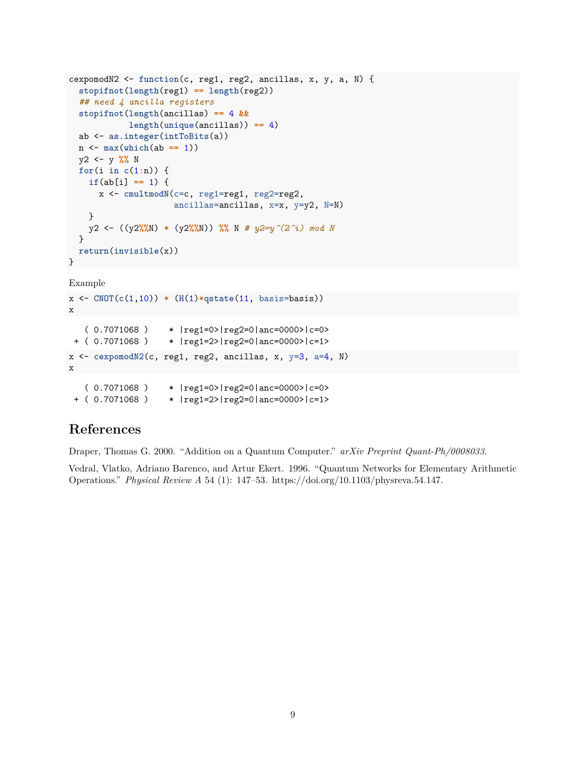```
cexpomodN2 <- function(c, reg1, reg2, ancillas, x, y, a, N) {
  stopifnot(length(reg1) == length(reg2))
  ## need 4 ancilla registers
  stopifnot(length(ancillas) == 4 &&
            length(unique(ancillas)) == 4)
  ab <- as.integer(intToBits(a))
  n <- max(which(ab == 1))
  y2 <- y %% N
  for(i in c(1:n)) {
    if(ab[i] == 1) {
      x <- cmultmodN(c=c, reg1=reg1, reg2=reg2,
                     ancillas=ancillas, x=x, y=y2, N=N)
    }
    y2 <- ((y2%%N) * (y2%%N)) %% N # y2=y^(2^i) mod N
  }
  return(invisible(x))
}
```

Example

```
x <- CNOT(c(1,10)) * (H(1)*qstate(11, basis=basis))
x
```

```
   ( 0.7071068 )    * |reg1=0>|reg2=0|anc=0000>|c=0>
 + ( 0.7071068 )    * |reg1=2>|reg2=0|anc=0000>|c=1>
```

```
x <- cexpomodN2(c, reg1, reg2, ancillas, x, y=3, a=4, N)
x
```

```
   ( 0.7071068 )    * |reg1=0>|reg2=0|anc=0000>|c=0>
 + ( 0.7071068 )    * |reg1=2>|reg2=0|anc=0000>|c=1>
```

# References

Draper, Thomas G. 2000. "Addition on a Quantum Computer." *arXiv Preprint Quant-Ph/0008033*.

Vedral, Vlatko, Adriano Barenco, and Artur Ekert. 1996. "Quantum Networks for Elementary Arithmetic Operations." *Physical Review A* 54 (1): 147–53. https://doi.org/10.1103/physreva.54.147.